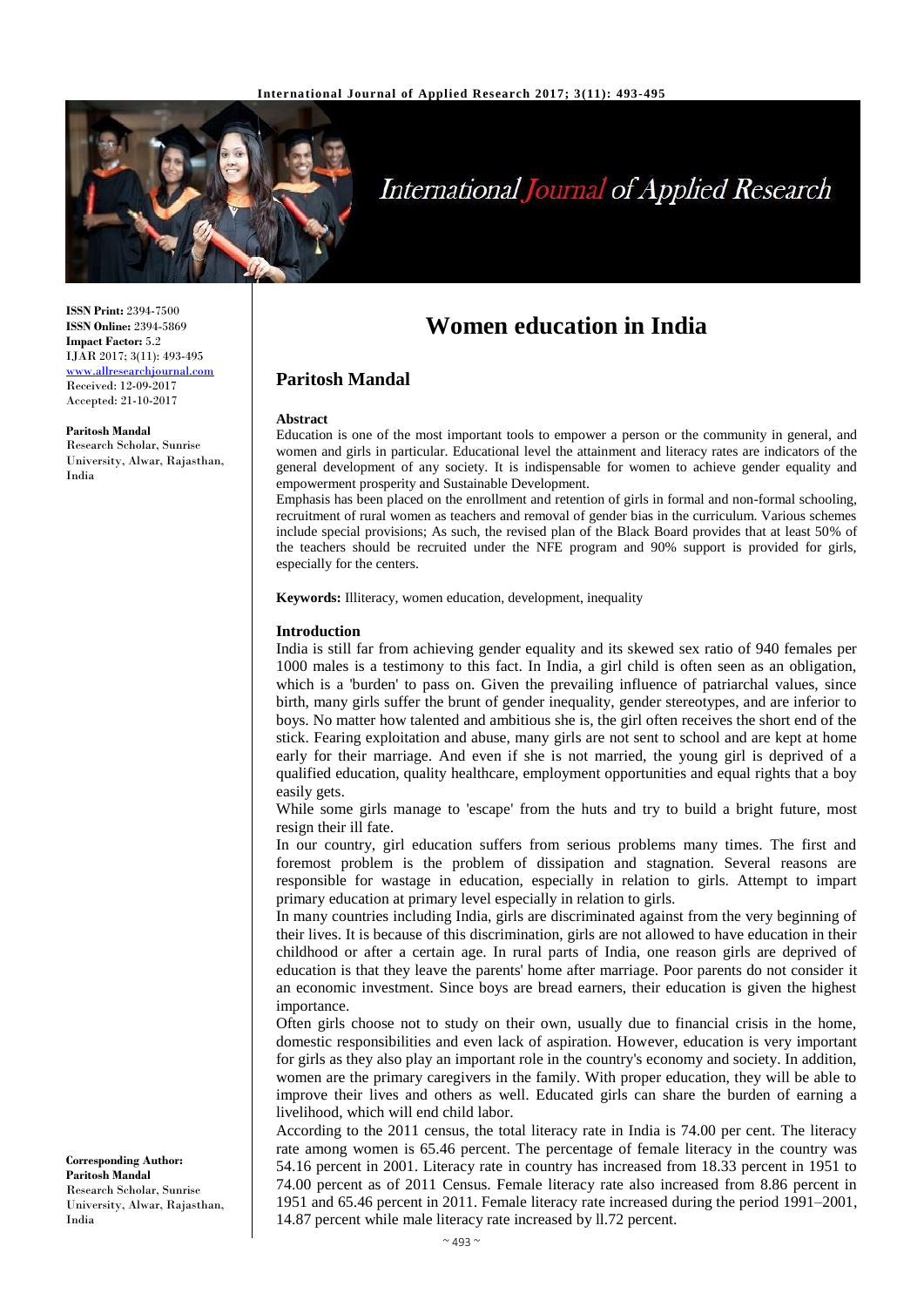**ISSN Print:** 2394-7500
**ISSN Online:** 2394-5869
**Impact Factor:** 5.2
IJAR 2017; 3(11): 493-495
www.allresearchjournal.com
Received: 12-09-2017
Accepted: 21-10-2017

**Paritosh Mandal**
Research Scholar, Sunrise University, Alwar, Rajasthan, India

**Corresponding Author:**
**Paritosh Mandal**
Research Scholar, Sunrise University, Alwar, Rajasthan, India

# Women education in India

## Paritosh Mandal

### Abstract

Education is one of the most important tools to empower a person or the community in general, and women and girls in particular. Educational level the attainment and literacy rates are indicators of the general development of any society. It is indispensable for women to achieve gender equality and empowerment prosperity and Sustainable Development.

Emphasis has been placed on the enrollment and retention of girls in formal and non-formal schooling, recruitment of rural women as teachers and removal of gender bias in the curriculum. Various schemes include special provisions; As such, the revised plan of the Black Board provides that at least 50% of the teachers should be recruited under the NFE program and 90% support is provided for girls, especially for the centers.

**Keywords:** Illiteracy, women education, development, inequality

### Introduction

India is still far from achieving gender equality and its skewed sex ratio of 940 females per 1000 males is a testimony to this fact. In India, a girl child is often seen as an obligation, which is a 'burden' to pass on. Given the prevailing influence of patriarchal values, since birth, many girls suffer the brunt of gender inequality, gender stereotypes, and are inferior to boys. No matter how talented and ambitious she is, the girl often receives the short end of the stick. Fearing exploitation and abuse, many girls are not sent to school and are kept at home early for their marriage. And even if she is not married, the young girl is deprived of a qualified education, quality healthcare, employment opportunities and equal rights that a boy easily gets.

While some girls manage to 'escape' from the huts and try to build a bright future, most resign their ill fate.

In our country, girl education suffers from serious problems many times. The first and foremost problem is the problem of dissipation and stagnation. Several reasons are responsible for wastage in education, especially in relation to girls. Attempt to impart primary education at primary level especially in relation to girls.

In many countries including India, girls are discriminated against from the very beginning of their lives. It is because of this discrimination, girls are not allowed to have education in their childhood or after a certain age. In rural parts of India, one reason girls are deprived of education is that they leave the parents' home after marriage. Poor parents do not consider it an economic investment. Since boys are bread earners, their education is given the highest importance.

Often girls choose not to study on their own, usually due to financial crisis in the home, domestic responsibilities and even lack of aspiration. However, education is very important for girls as they also play an important role in the country's economy and society. In addition, women are the primary caregivers in the family. With proper education, they will be able to improve their lives and others as well. Educated girls can share the burden of earning a livelihood, which will end child labor.

According to the 2011 census, the total literacy rate in India is 74.00 per cent. The literacy rate among women is 65.46 percent. The percentage of female literacy in the country was 54.16 percent in 2001. Literacy rate in country has increased from 18.33 percent in 1951 to 74.00 percent as of 2011 Census. Female literacy rate also increased from 8.86 percent in 1951 and 65.46 percent in 2011. Female literacy rate increased during the period 1991–2001, 14.87 percent while male literacy rate increased by ll.72 percent.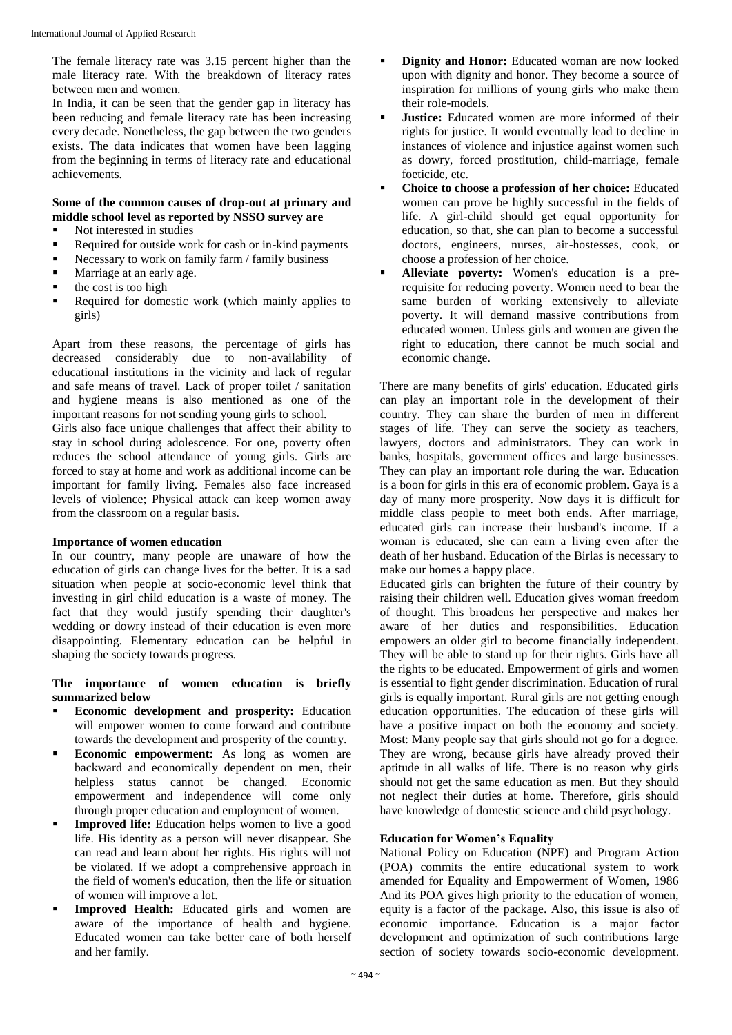The female literacy rate was 3.15 percent higher than the male literacy rate. With the breakdown of literacy rates between men and women.

In India, it can be seen that the gender gap in literacy has been reducing and female literacy rate has been increasing every decade. Nonetheless, the gap between the two genders exists. The data indicates that women have been lagging from the beginning in terms of literacy rate and educational achievements.

**Some of the common causes of drop-out at primary and middle school level as reported by NSSO survey are**

- Not interested in studies
- Required for outside work for cash or in-kind payments
- Necessary to work on family farm / family business
- Marriage at an early age.
- the cost is too high
- Required for domestic work (which mainly applies to girls)

Apart from these reasons, the percentage of girls has decreased considerably due to non-availability of educational institutions in the vicinity and lack of regular and safe means of travel. Lack of proper toilet / sanitation and hygiene means is also mentioned as one of the important reasons for not sending young girls to school.

Girls also face unique challenges that affect their ability to stay in school during adolescence. For one, poverty often reduces the school attendance of young girls. Girls are forced to stay at home and work as additional income can be important for family living. Females also face increased levels of violence; Physical attack can keep women away from the classroom on a regular basis.

**Importance of women education**

In our country, many people are unaware of how the education of girls can change lives for the better. It is a sad situation when people at socio-economic level think that investing in girl child education is a waste of money. The fact that they would justify spending their daughter's wedding or dowry instead of their education is even more disappointing. Elementary education can be helpful in shaping the society towards progress.

**The importance of women education is briefly summarized below**

- **Economic development and prosperity:** Education will empower women to come forward and contribute towards the development and prosperity of the country.
- **Economic empowerment:** As long as women are backward and economically dependent on men, their helpless status cannot be changed. Economic empowerment and independence will come only through proper education and employment of women.
- **Improved life:** Education helps women to live a good life. His identity as a person will never disappear. She can read and learn about her rights. His rights will not be violated. If we adopt a comprehensive approach in the field of women's education, then the life or situation of women will improve a lot.
- **Improved Health:** Educated girls and women are aware of the importance of health and hygiene. Educated women can take better care of both herself and her family.
- **Dignity and Honor:** Educated woman are now looked upon with dignity and honor. They become a source of inspiration for millions of young girls who make them their role-models.
- **Justice:** Educated women are more informed of their rights for justice. It would eventually lead to decline in instances of violence and injustice against women such as dowry, forced prostitution, child-marriage, female foeticide, etc.
- **Choice to choose a profession of her choice:** Educated women can prove be highly successful in the fields of life. A girl-child should get equal opportunity for education, so that, she can plan to become a successful doctors, engineers, nurses, air-hostesses, cook, or choose a profession of her choice.
- **Alleviate poverty:** Women's education is a pre-requisite for reducing poverty. Women need to bear the same burden of working extensively to alleviate poverty. It will demand massive contributions from educated women. Unless girls and women are given the right to education, there cannot be much social and economic change.

There are many benefits of girls' education. Educated girls can play an important role in the development of their country. They can share the burden of men in different stages of life. They can serve the society as teachers, lawyers, doctors and administrators. They can work in banks, hospitals, government offices and large businesses. They can play an important role during the war. Education is a boon for girls in this era of economic problem. Gaya is a day of many more prosperity. Now days it is difficult for middle class people to meet both ends. After marriage, educated girls can increase their husband's income. If a woman is educated, she can earn a living even after the death of her husband. Education of the Birlas is necessary to make our homes a happy place.

Educated girls can brighten the future of their country by raising their children well. Education gives woman freedom of thought. This broadens her perspective and makes her aware of her duties and responsibilities. Education empowers an older girl to become financially independent. They will be able to stand up for their rights. Girls have all the rights to be educated. Empowerment of girls and women is essential to fight gender discrimination. Education of rural girls is equally important. Rural girls are not getting enough education opportunities. The education of these girls will have a positive impact on both the economy and society. Most: Many people say that girls should not go for a degree. They are wrong, because girls have already proved their aptitude in all walks of life. There is no reason why girls should not get the same education as men. But they should not neglect their duties at home. Therefore, girls should have knowledge of domestic science and child psychology.

**Education for Women's Equality**

National Policy on Education (NPE) and Program Action (POA) commits the entire educational system to work amended for Equality and Empowerment of Women, 1986 And its POA gives high priority to the education of women, equity is a factor of the package. Also, this issue is also of economic importance. Education is a major factor development and optimization of such contributions large section of society towards socio-economic development.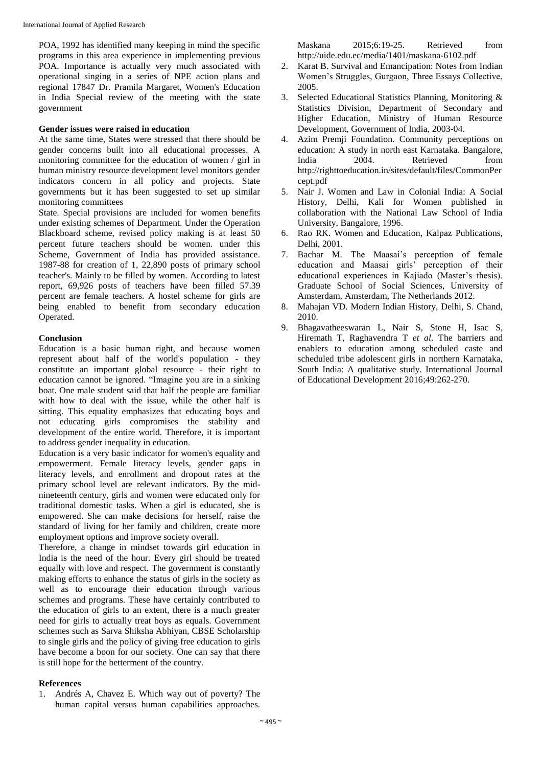POA, 1992 has identified many keeping in mind the specific programs in this area experience in implementing previous POA. Importance is actually very much associated with operational singing in a series of NPE action plans and regional 17847 Dr. Pramila Margaret, Women's Education in India Special review of the meeting with the state government

**Gender issues were raised in education**

At the same time, States were stressed that there should be gender concerns built into all educational processes. A monitoring committee for the education of women / girl in human ministry resource development level monitors gender indicators concern in all policy and projects. State governments but it has been suggested to set up similar monitoring committees

State. Special provisions are included for women benefits under existing schemes of Department. Under the Operation Blackboard scheme, revised policy making is at least 50 percent future teachers should be women. under this Scheme, Government of India has provided assistance. 1987-88 for creation of 1, 22,890 posts of primary school teacher's. Mainly to be filled by women. According to latest report, 69,926 posts of teachers have been filled 57.39 percent are female teachers. A hostel scheme for girls are being enabled to benefit from secondary education Operated.

## Conclusion

Education is a basic human right, and because women represent about half of the world's population - they constitute an important global resource - their right to education cannot be ignored. "Imagine you are in a sinking boat. One male student said that half the people are familiar with how to deal with the issue, while the other half is sitting. This equality emphasizes that educating boys and not educating girls compromises the stability and development of the entire world. Therefore, it is important to address gender inequality in education.

Education is a very basic indicator for women's equality and empowerment. Female literacy levels, gender gaps in literacy levels, and enrollment and dropout rates at the primary school level are relevant indicators. By the mid-nineteenth century, girls and women were educated only for traditional domestic tasks. When a girl is educated, she is empowered. She can make decisions for herself, raise the standard of living for her family and children, create more employment options and improve society overall.

Therefore, a change in mindset towards girl education in India is the need of the hour. Every girl should be treated equally with love and respect. The government is constantly making efforts to enhance the status of girls in the society as well as to encourage their education through various schemes and programs. These have certainly contributed to the education of girls to an extent, there is a much greater need for girls to actually treat boys as equals. Government schemes such as Sarva Shiksha Abhiyan, CBSE Scholarship to single girls and the policy of giving free education to girls have become a boon for our society. One can say that there is still hope for the betterment of the country.

## References

1. Andrés A, Chavez E. Which way out of poverty? The human capital versus human capabilities approaches. Maskana 2015;6:19-25. Retrieved from http://uide.edu.ec/media/1401/maskana-6102.pdf
2. Karat B. Survival and Emancipation: Notes from Indian Women's Struggles, Gurgaon, Three Essays Collective, 2005.
3. Selected Educational Statistics Planning, Monitoring & Statistics Division, Department of Secondary and Higher Education, Ministry of Human Resource Development, Government of India, 2003-04.
4. Azim Premji Foundation. Community perceptions on education: A study in north east Karnataka. Bangalore, India 2004. Retrieved from http://righttoeducation.in/sites/default/files/CommonPercept.pdf
5. Nair J. Women and Law in Colonial India: A Social History, Delhi, Kali for Women published in collaboration with the National Law School of India University, Bangalore, 1996.
6. Rao RK. Women and Education, Kalpaz Publications, Delhi, 2001.
7. Bachar M. The Maasai's perception of female education and Maasai girls' perception of their educational experiences in Kajiado (Master's thesis). Graduate School of Social Sciences, University of Amsterdam, Amsterdam, The Netherlands 2012.
8. Mahajan VD. Modern Indian History, Delhi, S. Chand, 2010.
9. Bhagavatheeswaran L, Nair S, Stone H, Isac S, Hiremath T, Raghavendra T *et al*. The barriers and enablers to education among scheduled caste and scheduled tribe adolescent girls in northern Karnataka, South India: A qualitative study. International Journal of Educational Development 2016;49:262-270.